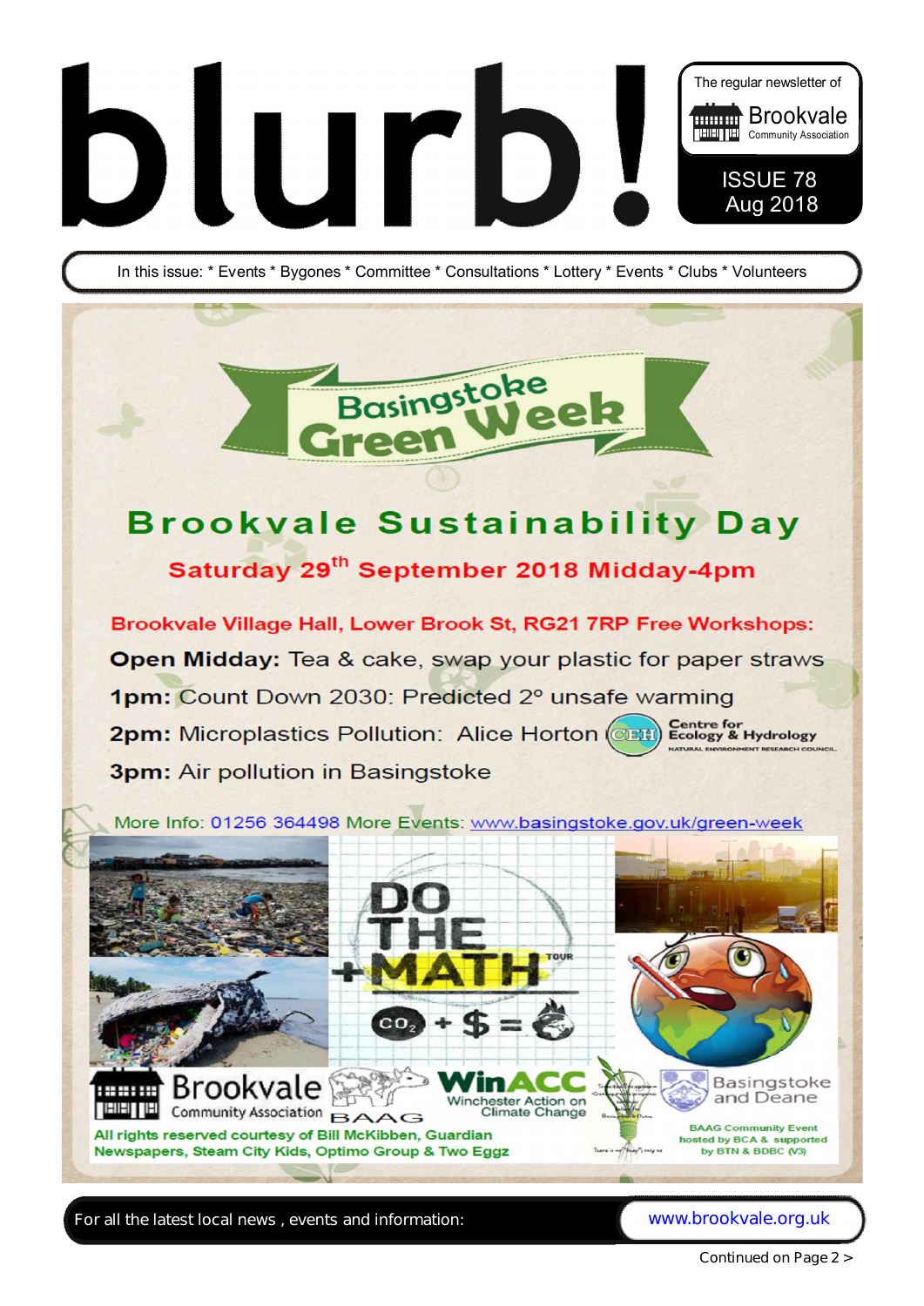# blurb!

The regular newsletter of Brookvale Community Association

ISSUE 78
Aug 2018

In this issue: * Events * Bygones * Committee * Consultations * Lottery * Events * Clubs * Volunteers

## Basingstoke Green Week

## Brookvale Sustainability Day

**Saturday 29th September 2018 Midday-4pm**

**Brookvale Village Hall, Lower Brook St, RG21 7RP Free Workshops:**

**Open Midday:** Tea & cake, swap your plastic for paper straws

**1pm:** Count Down 2030: Predicted 2° unsafe warming

**2pm:** Microplastics Pollution: Alice Horton (CEH) Centre for Ecology & Hydrology NATURAL ENVIRONMENT RESEARCH COUNCIL

**3pm:** Air pollution in Basingstoke

More Info: 01256 364498 More Events: www.basingstoke.gov.uk/green-week

DO THE MATH TOUR

$CO_2$ + $ =

Brookvale Community Association

BAAG

WinACC Winchester Action on Climate Change

Basingstoke and Deane

All rights reserved courtesy of Bill McKibben, Guardian Newspapers, Steam City Kids, Optimo Group & Two Eggz

BAAG Community Event hosted by BCA & supported by BTN & BDBC (V3)

For all the latest local news , events and information: www.brookvale.org.uk

Continued on Page 2 >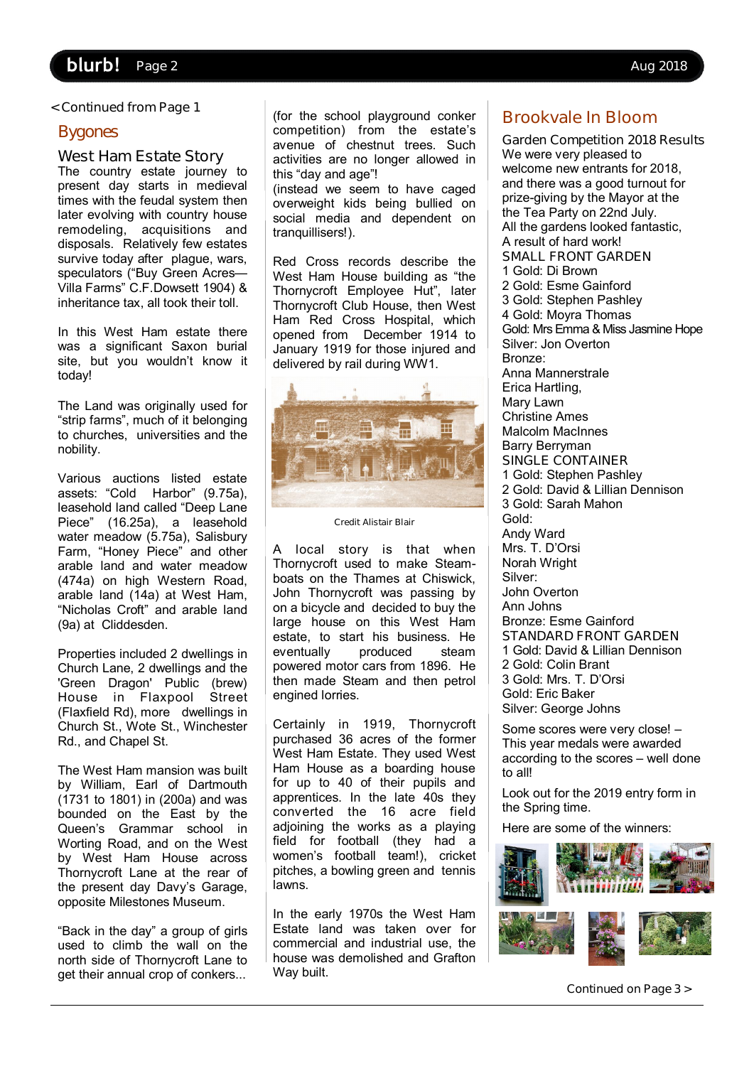<Continued from Page 1

## Bygones

### West Ham Estate Story

The country estate journey to present day starts in medieval times with the feudal system then later evolving with country house remodeling, acquisitions and disposals. Relatively few estates survive today after plague, wars, speculators ("Buy Green Acres—Villa Farms" C.F.Dowsett 1904) & inheritance tax, all took their toll.

In this West Ham estate there was a significant Saxon burial site, but you wouldn't know it today!

The Land was originally used for "strip farms", much of it belonging to churches, universities and the nobility.

Various auctions listed estate assets: "Cold Harbor" (9.75a), leasehold land called "Deep Lane Piece" (16.25a), a leasehold water meadow (5.75a), Salisbury Farm, "Honey Piece" and other arable land and water meadow (474a) on high Western Road, arable land (14a) at West Ham, "Nicholas Croft" and arable land (9a) at Cliddesden.

Properties included 2 dwellings in Church Lane, 2 dwellings and the 'Green Dragon' Public (brew) House in Flaxpool Street (Flaxfield Rd), more dwellings in Church St., Wote St., Winchester Rd., and Chapel St.

The West Ham mansion was built by William, Earl of Dartmouth (1731 to 1801) in (200a) and was bounded on the East by the Queen's Grammar school in Worting Road, and on the West by West Ham House across Thornycroft Lane at the rear of the present day Davy's Garage, opposite Milestones Museum.

"Back in the day" a group of girls used to climb the wall on the north side of Thornycroft Lane to get their annual crop of conkers... (for the school playground conker competition) from the estate's avenue of chestnut trees. Such activities are no longer allowed in this "day and age"!
(instead we seem to have caged overweight kids being bullied on social media and dependent on tranquillisers!).

Red Cross records describe the West Ham House building as "the Thornycroft Employee Hut", later Thornycroft Club House, then West Ham Red Cross Hospital, which opened from December 1914 to January 1919 for those injured and delivered by rail during WW1.

Credit Alistair Blair

A local story is that when Thornycroft used to make Steam-boats on the Thames at Chiswick, John Thornycroft was passing by on a bicycle and decided to buy the large house on this West Ham estate, to start his business. He eventually produced steam powered motor cars from 1896. He then made Steam and then petrol engined lorries.

Certainly in 1919, Thornycroft purchased 36 acres of the former West Ham Estate. They used West Ham House as a boarding house for up to 40 of their pupils and apprentices. In the late 40s they converted the 16 acre field adjoining the works as a playing field for football (they had a women's football team!), cricket pitches, a bowling green and tennis lawns.

In the early 1970s the West Ham Estate land was taken over for commercial and industrial use, the house was demolished and Grafton Way built.

## Brookvale In Bloom

### Garden Competition 2018 Results

We were very pleased to welcome new entrants for 2018, and there was a good turnout for prize-giving by the Mayor at the the Tea Party on 22nd July.
All the gardens looked fantastic,
A result of hard work!

SMALL FRONT GARDEN
1 Gold: Di Brown
2 Gold: Esme Gainford
3 Gold: Stephen Pashley
4 Gold: Moyra Thomas
Gold: Mrs Emma & Miss Jasmine Hope
Silver: Jon Overton
Bronze:
Anna Mannerstrale
Erica Hartling,
Mary Lawn
Christine Ames
Malcolm MacInnes
Barry Berryman

SINGLE CONTAINER
1 Gold: Stephen Pashley
2 Gold: David & Lillian Dennison
3 Gold: Sarah Mahon
Gold:
Andy Ward
Mrs. T. D'Orsi
Norah Wright
Silver:
John Overton
Ann Johns
Bronze: Esme Gainford

STANDARD FRONT GARDEN
1 Gold: David & Lillian Dennison
2 Gold: Colin Brant
3 Gold: Mrs. T. D'Orsi
Gold: Eric Baker
Silver: George Johns

Some scores were very close! – This year medals were awarded according to the scores – well done to all!

Look out for the 2019 entry form in the Spring time.

Here are some of the winners:

Continued on Page 3 >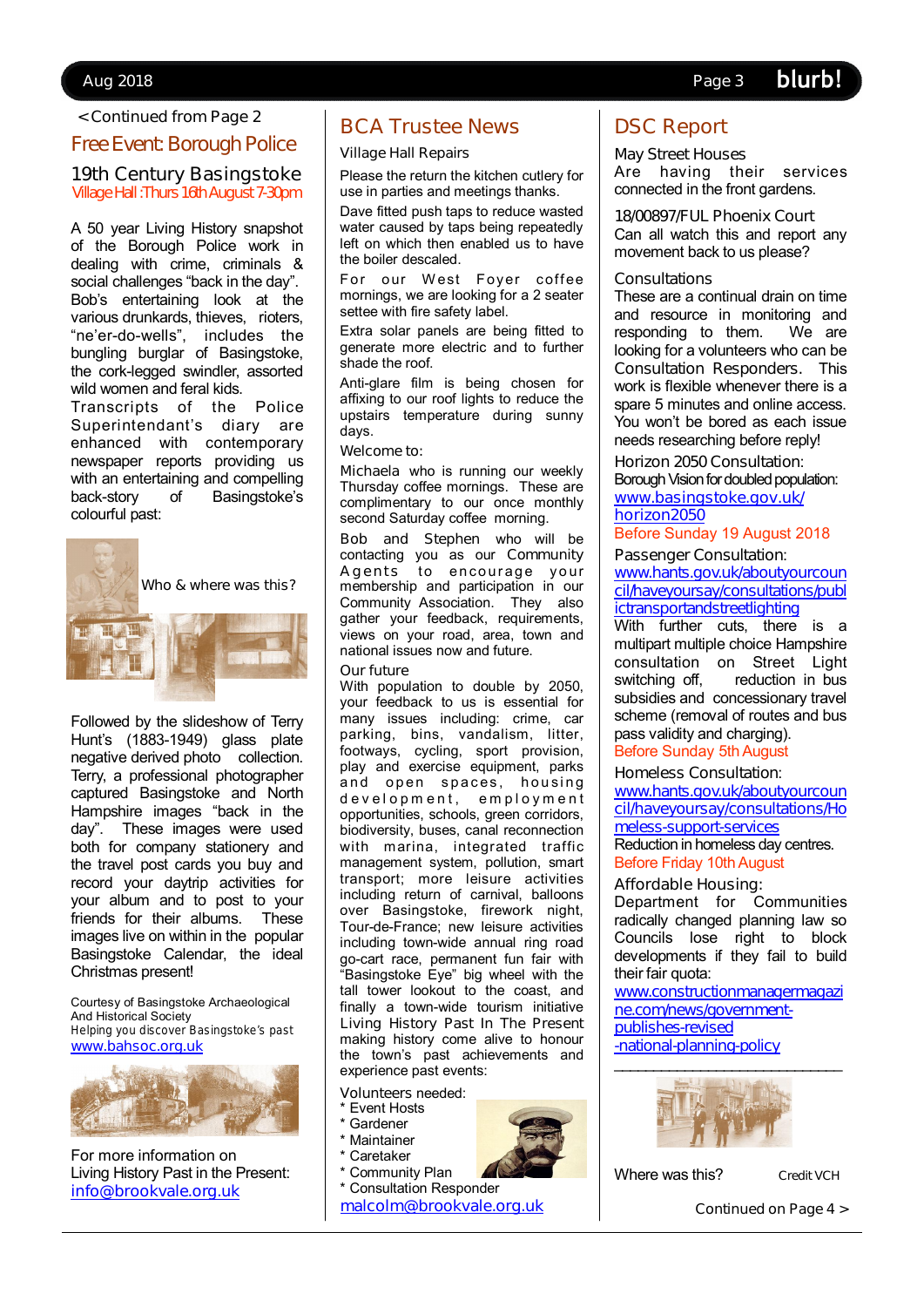<Continued from Page 2

## Free Event: Borough Police

### 19th Century Basingstoke

Village Hall : Thurs 16th August 7-30pm

A 50 year Living History snapshot of the Borough Police work in dealing with crime, criminals & social challenges "back in the day". Bob's entertaining look at the various drunkards, thieves, rioters, "ne'er-do-wells", includes the bungling burglar of Basingstoke, the cork-legged swindler, assorted wild women and feral kids.

Transcripts of the Police Superintendant's diary are enhanced with contemporary newspaper reports providing us with an entertaining and compelling back-story of Basingstoke's colourful past:

Who & where was this?

Followed by the slideshow of Terry Hunt's (1883-1949) glass plate negative derived photo collection. Terry, a professional photographer captured Basingstoke and North Hampshire images "back in the day". These images were used both for company stationery and the travel post cards you buy and record your daytrip activities for your album and to post to your friends for their albums. These images live on within in the popular Basingstoke Calendar, the ideal Christmas present!

Courtesy of Basingstoke Archaeological And Historical Society
Helping you discover Basingstoke's past
www.bahsoc.org.uk

For more information on
Living History Past in the Present:
info@brookvale.org.uk

## BCA Trustee News

### Village Hall Repairs

Please the return the kitchen cutlery for use in parties and meetings thanks.

Dave fitted push taps to reduce wasted water caused by taps being repeatedly left on which then enabled us to have the boiler descaled.

For our West Foyer coffee mornings, we are looking for a 2 seater settee with fire safety label.

Extra solar panels are being fitted to generate more electric and to further shade the roof.

Anti-glare film is being chosen for affixing to our roof lights to reduce the upstairs temperature during sunny days.

Welcome to:

Michaela who is running our weekly Thursday coffee mornings. These are complimentary to our once monthly second Saturday coffee morning.

Bob and Stephen who will be contacting you as our Community Agents to encourage your membership and participation in our Community Association. They also gather your feedback, requirements, views on your road, area, town and national issues now and future.

### Our future

With population to double by 2050, your feedback to us is essential for many issues including: crime, car parking, bins, vandalism, litter, footways, cycling, sport provision, play and exercise equipment, parks and open spaces, housing development, employment opportunities, schools, green corridors, biodiversity, buses, canal reconnection with marina, integrated traffic management system, pollution, smart transport; more leisure activities including return of carnival, balloons over Basingstoke, firework night, Tour-de-France; new leisure activities including town-wide annual ring road go-cart race, permanent fun fair with "Basingstoke Eye" big wheel with the tall tower lookout to the coast, and finally a town-wide tourism initiative Living History Past In The Present making history come alive to honour the town's past achievements and experience past events:

Volunteers needed:
* Event Hosts
* Gardener
* Maintainer
* Caretaker
* Community Plan
* Consultation Responder

malcolm@brookvale.org.uk

## DSC Report

### May Street Houses

Are having their services connected in the front gardens.

### 18/00897/FUL Phoenix Court

Can all watch this and report any movement back to us please?

### Consultations

These are a continual drain on time and resource in monitoring and responding to them. We are looking for a volunteers who can be Consultation Responders. This work is flexible whenever there is a spare 5 minutes and online access. You won't be bored as each issue needs researching before reply!

### Horizon 2050 Consultation:

Borough Vision for doubled population:
www.basingstoke.gov.uk/horizon2050
Before Sunday 19 August 2018

### Passenger Consultation:

www.hants.gov.uk/aboutyourcouncil/haveyoursay/consultations/publictransportandstreetlighting

With further cuts, there is a multipart multiple choice Hampshire consultation on Street Light switching off, reduction in bus subsidies and concessionary travel scheme (removal of routes and bus pass validity and charging).
Before Sunday 5th August

### Homeless Consultation:

www.hants.gov.uk/aboutyourcouncil/haveyoursay/consultations/Homeless-support-services
Reduction in homeless day centres.
Before Friday 10th August

### Affordable Housing:

Department for Communities radically changed planning law so Councils lose right to block developments if they fail to build their fair quota:
www.constructionmanagermagazine.com/news/government-publishes-revised-national-planning-policy

---

Where was this? Credit VCH

Continued on Page 4 >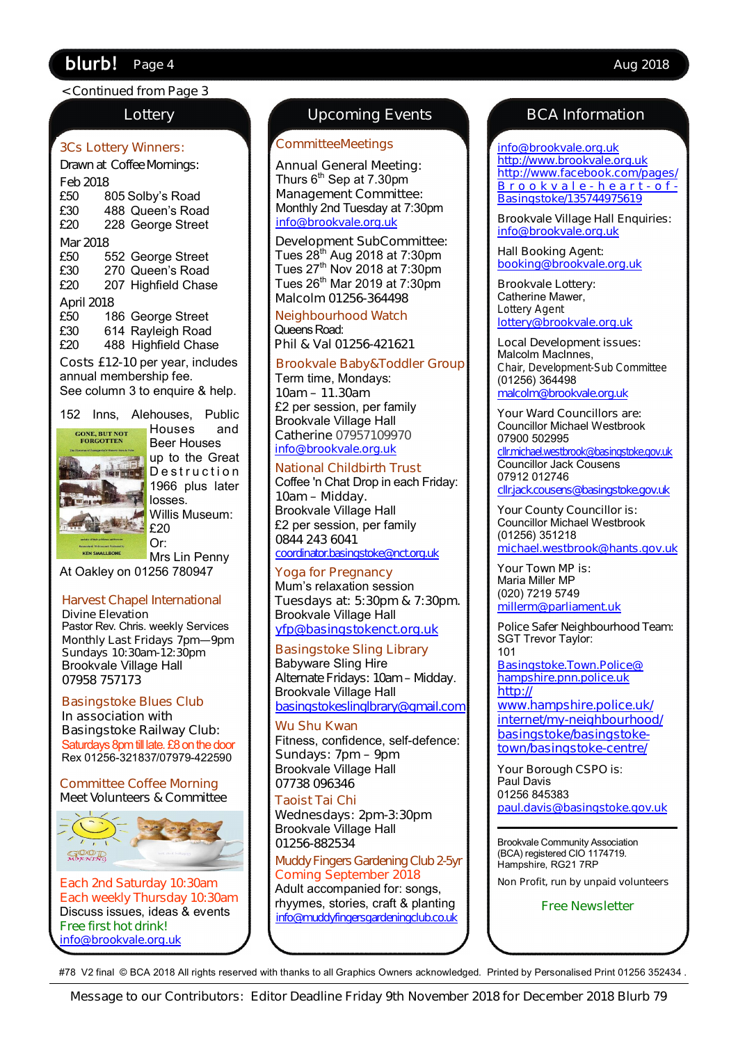< Continued from Page 3

## Lottery

### 3Cs Lottery Winners:

Drawn at Coffee Mornings:

Feb 2018

| | |
|---|---|
| £50 | 805 Solby's Road |
| £30 | 488 Queen's Road |
| £20 | 228 George Street |

Mar 2018

| | |
|---|---|
| £50 | 552 George Street |
| £30 | 270 Queen's Road |
| £20 | 207 Highfield Chase |

April 2018

| | |
|---|---|
| £50 | 186 George Street |
| £30 | 614 Rayleigh Road |
| £20 | 488 Highfield Chase |

Costs £12-10 per year, includes annual membership fee.
See column 3 to enquire & help.

152 Inns, Alehouses, Public Houses and Beer Houses up to the Great Destruction 1966 plus later losses.
Willis Museum: £20
Or:
Mrs Lin Penny
At Oakley on 01256 780947

### Harvest Chapel International

Divine Elevation
Pastor Rev. Chris. weekly Services
Monthly Last Fridays 7pm—9pm
Sundays 10:30am-12:30pm
Brookvale Village Hall
07958 757173

### Basingstoke Blues Club

In association with
Basingstoke Railway Club:
Saturdays 8pm till late. £8 on the door
Rex 01256-321837/07979-422590

### Committee Coffee Morning

Meet Volunteers & Committee

Each 2nd Saturday 10:30am
Each weekly Thursday 10:30am
Discuss issues, ideas & events
Free first hot drink!
info@brookvale.org.uk

## Upcoming Events

### CommitteeMeetings

Annual General Meeting:
Thurs 6th Sep at 7.30pm
Management Committee:
Monthly 2nd Tuesday at 7:30pm
info@brookvale.org.uk

Development SubCommittee:
Tues 28th Aug 2018 at 7:30pm
Tues 27th Nov 2018 at 7:30pm
Tues 26th Mar 2019 at 7:30pm
Malcolm 01256-364498

### Neighbourhood Watch

Queens Road:
Phil & Val 01256-421621

### Brookvale Baby&Toddler Group

Term time, Mondays:
10am – 11.30am
£2 per session, per family
Brookvale Village Hall
Catherine 07957109970
info@brookvale.org.uk

### National Childbirth Trust

Coffee 'n Chat Drop in each Friday:
10am – Midday.
Brookvale Village Hall
£2 per session, per family
0844 243 6041
coordinator.basingstoke@nct.org.uk

### Yoga for Pregnancy

Mum's relaxation session
Tuesdays at: 5:30pm & 7:30pm.
Brookvale Village Hall
yfp@basingstokenct.org.uk

### Basingstoke Sling Library

Babyware Sling Hire
Alternate Fridays: 10am – Midday.
Brookvale Village Hall
basingstokeslinglbrary@gmail.com

### Wu Shu Kwan

Fitness, confidence, self-defence:
Sundays: 7pm – 9pm
Brookvale Village Hall
07738 096346

### Taoist Tai Chi

Wednesdays: 2pm-3:30pm
Brookvale Village Hall
01256-882534

### Muddy Fingers Gardening Club 2-5yr

Coming September 2018
Adult accompanied for: songs, rhyymes, stories, craft & planting
info@muddyfingersgardeningclub.co.uk

## BCA Information

info@brookvale.org.uk
http://www.brookvale.org.uk
http://www.facebook.com/pages/Brookvale-heart-of-Basingstoke/135744975619

Brookvale Village Hall Enquiries:
info@brookvale.org.uk

Hall Booking Agent:
booking@brookvale.org.uk

Brookvale Lottery:
Catherine Mawer,
Lottery Agent
lottery@brookvale.org.uk

Local Development issues:
Malcolm MacInnes,
Chair, Development-Sub Committee
(01256) 364498
malcolm@brookvale.org.uk

Your Ward Councillors are:
Councillor Michael Westbrook
07900 502995
cllr.michael.westbrook@basingstoke.gov.uk
Councillor Jack Cousens
07912 012746
cllr.jack.cousens@basingstoke.gov.uk

Your County Councillor is:
Councillor Michael Westbrook
(01256) 351218
michael.westbrook@hants.gov.uk

Your Town MP is:
Maria Miller MP
(020) 7219 5749
millerm@parliament.uk

Police Safer Neighbourhood Team:
SGT Trevor Taylor:
101
Basingstoke.Town.Police@hampshire.pnn.police.uk
http://www.hampshire.police.uk/internet/my-neighbourhood/basingstoke/basingstoke-town/basingstoke-centre/

Your Borough CSPO is:
Paul Davis
01256 845383
paul.davis@basingstoke.gov.uk

Brookvale Community Association (BCA) registered CIO 1174719.
Hampshire, RG21 7RP

Non Profit, run by unpaid volunteers

Free Newsletter

#78 V2 final © BCA 2018 All rights reserved with thanks to all Graphics Owners acknowledged. Printed by Personalised Print 01256 352434 .

Message to our Contributors: Editor Deadline Friday 9th November 2018 for December 2018 Blurb 79